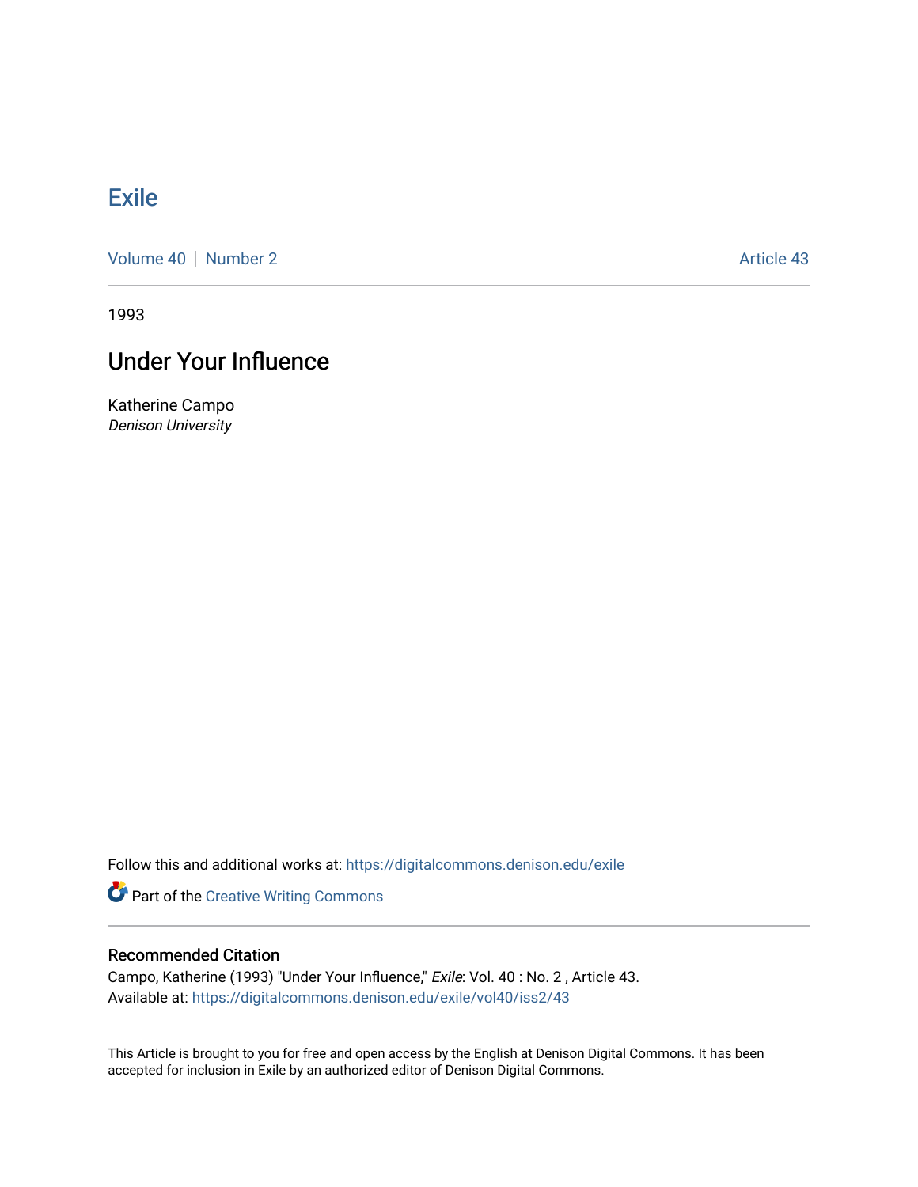# Exile

Volume 40 | Number 2 Article 43

1993

## Under Your Influence

Katherine Campo
*Denison University*

Follow this and additional works at: https://digitalcommons.denison.edu/exile

Part of the Creative Writing Commons

### Recommended Citation

Campo, Katherine (1993) "Under Your Influence," *Exile*: Vol. 40 : No. 2 , Article 43.
Available at: https://digitalcommons.denison.edu/exile/vol40/iss2/43

This Article is brought to you for free and open access by the English at Denison Digital Commons. It has been accepted for inclusion in Exile by an authorized editor of Denison Digital Commons.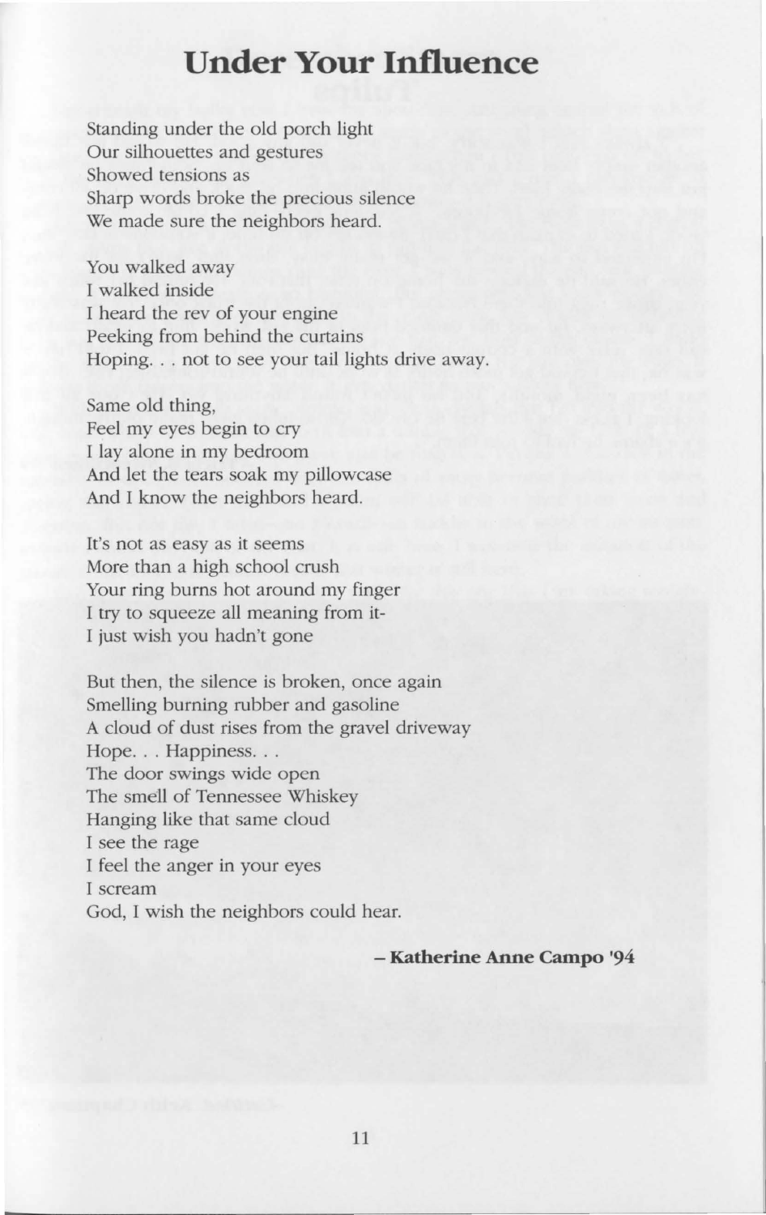# Under Your Influence

Standing under the old porch light
Our silhouettes and gestures
Showed tensions as
Sharp words broke the precious silence
We made sure the neighbors heard.

You walked away
I walked inside
I heard the rev of your engine
Peeking from behind the curtains
Hoping. . . not to see your tail lights drive away.

Same old thing,
Feel my eyes begin to cry
I lay alone in my bedroom
And let the tears soak my pillowcase
And I know the neighbors heard.

It's not as easy as it seems
More than a high school crush
Your ring burns hot around my finger
I try to squeeze all meaning from it-
I just wish you hadn't gone

But then, the silence is broken, once again
Smelling burning rubber and gasoline
A cloud of dust rises from the gravel driveway
Hope. . . Happiness. . .
The door swings wide open
The smell of Tennessee Whiskey
Hanging like that same cloud
I see the rage
I feel the anger in your eyes
I scream
God, I wish the neighbors could hear.

**– Katherine Anne Campo '94**